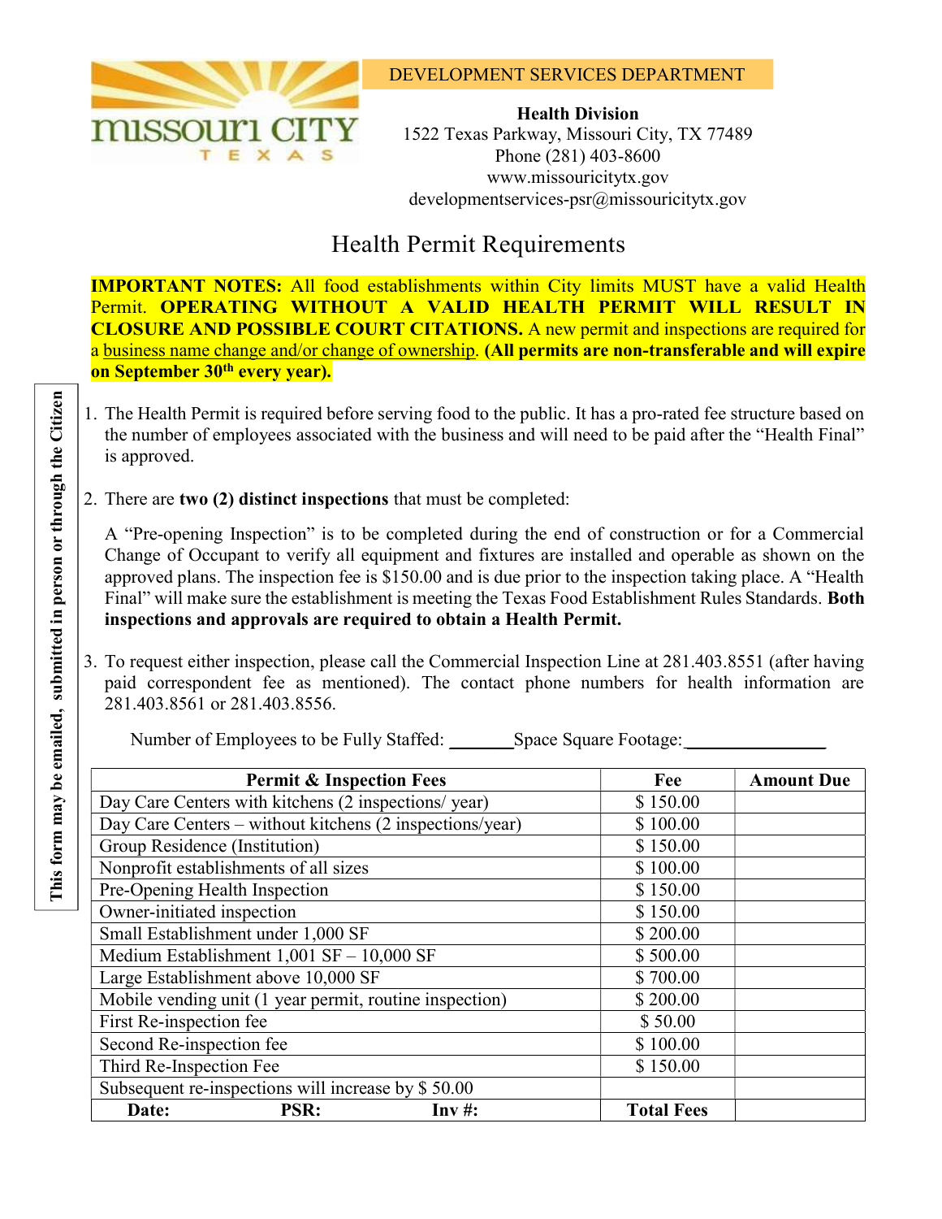DEVELOPMENT SERVICES DEPARTMENT

**Health Division**
1522 Texas Parkway, Missouri City, TX 77489
Phone (281) 403-8600
www.missouricitytx.gov
developmentservices-psr@missouricitytx.gov

# Health Permit Requirements

**IMPORTANT NOTES:** All food establishments within City limits MUST have a valid Health Permit. **OPERATING WITHOUT A VALID HEALTH PERMIT WILL RESULT IN CLOSURE AND POSSIBLE COURT CITATIONS.** A new permit and inspections are required for a business name change and/or change of ownership. **(All permits are non-transferable and will expire on September 30th every year).**

**This form may be emailed, submitted in person or through the Citizen**

1. The Health Permit is required before serving food to the public. It has a pro-rated fee structure based on the number of employees associated with the business and will need to be paid after the "Health Final" is approved.

2. There are **two (2) distinct inspections** that must be completed:

   A "Pre-opening Inspection" is to be completed during the end of construction or for a Commercial Change of Occupant to verify all equipment and fixtures are installed and operable as shown on the approved plans. The inspection fee is $150.00 and is due prior to the inspection taking place. A "Health Final" will make sure the establishment is meeting the Texas Food Establishment Rules Standards. **Both inspections and approvals are required to obtain a Health Permit.**

3. To request either inspection, please call the Commercial Inspection Line at 281.403.8551 (after having paid correspondent fee as mentioned). The contact phone numbers for health information are 281.403.8561 or 281.403.8556.

Number of Employees to be Fully Staffed: _______ Space Square Footage: _______________

| Permit & Inspection Fees | Fee | Amount Due |
|---|---|---|
| Day Care Centers with kitchens (2 inspections/ year) | $ 150.00 | |
| Day Care Centers – without kitchens (2 inspections/year) | $ 100.00 | |
| Group Residence (Institution) | $ 150.00 | |
| Nonprofit establishments of all sizes | $ 100.00 | |
| Pre-Opening Health Inspection | $ 150.00 | |
| Owner-initiated inspection | $ 150.00 | |
| Small Establishment under 1,000 SF | $ 200.00 | |
| Medium Establishment 1,001 SF – 10,000 SF | $ 500.00 | |
| Large Establishment above 10,000 SF | $ 700.00 | |
| Mobile vending unit (1 year permit, routine inspection) | $ 200.00 | |
| First Re-inspection fee | $ 50.00 | |
| Second Re-inspection fee | $ 100.00 | |
| Third Re-Inspection Fee | $ 150.00 | |
| Subsequent re-inspections will increase by $ 50.00 | | |
| **Date: PSR: Inv #:** | **Total Fees** | |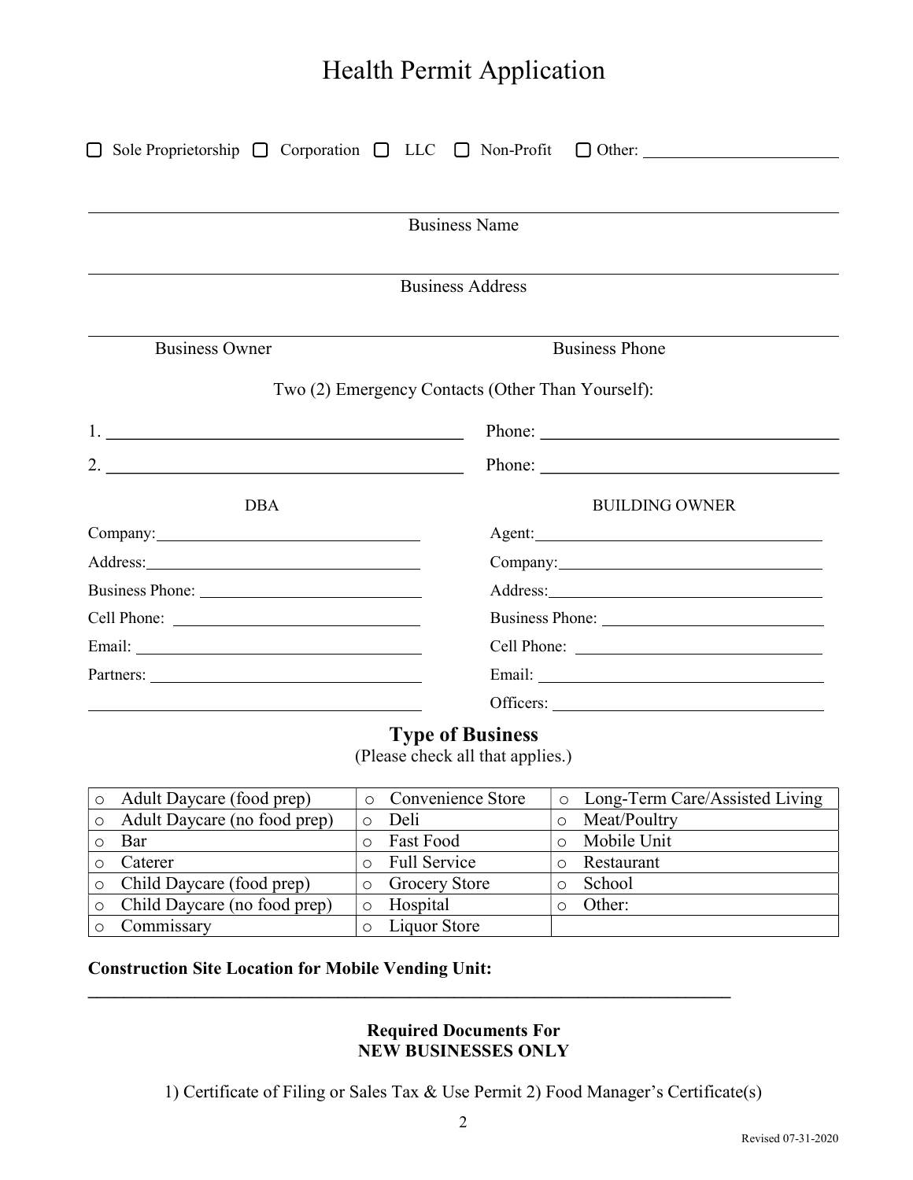# Health Permit Application

☐ Sole Proprietorship ☐ Corporation ☐ LLC ☐ Non-Profit ☐ Other: \_\_\_\_\_\_\_\_\_\_\_\_\_\_\_\_\_\_\_\_

\_\_\_\_\_\_\_\_\_\_\_\_\_\_\_\_\_\_\_\_\_\_\_\_\_\_\_\_\_\_\_\_\_\_\_\_\_\_\_\_\_\_\_\_\_\_\_\_\_\_\_\_\_\_\_\_

Business Name

\_\_\_\_\_\_\_\_\_\_\_\_\_\_\_\_\_\_\_\_\_\_\_\_\_\_\_\_\_\_\_\_\_\_\_\_\_\_\_\_\_\_\_\_\_\_\_\_\_\_\_\_\_\_\_\_

Business Address

\_\_\_\_\_\_\_\_\_\_\_\_\_\_\_\_\_\_\_\_\_\_\_\_\_\_\_\_\_\_\_\_\_\_\_\_\_\_\_\_\_\_\_\_\_\_\_\_\_\_\_\_\_\_\_\_

Business Owner | Business Phone

Two (2) Emergency Contacts (Other Than Yourself):

1. \_\_\_\_\_\_\_\_\_\_\_\_\_\_\_\_\_\_\_\_\_\_\_\_\_\_\_\_\_\_ Phone: \_\_\_\_\_\_\_\_\_\_\_\_\_\_\_\_\_\_\_\_\_\_\_\_\_\_
2. \_\_\_\_\_\_\_\_\_\_\_\_\_\_\_\_\_\_\_\_\_\_\_\_\_\_\_\_\_\_ Phone: \_\_\_\_\_\_\_\_\_\_\_\_\_\_\_\_\_\_\_\_\_\_\_\_\_\_

| DBA | BUILDING OWNER |
| --- | --- |
| Company: \_\_\_\_\_\_\_\_\_\_\_\_\_\_\_\_\_\_\_\_ | Agent: \_\_\_\_\_\_\_\_\_\_\_\_\_\_\_\_\_\_\_\_ |
| Address: \_\_\_\_\_\_\_\_\_\_\_\_\_\_\_\_\_\_\_\_ | Company: \_\_\_\_\_\_\_\_\_\_\_\_\_\_\_\_\_\_\_\_ |
| Business Phone: \_\_\_\_\_\_\_\_\_\_\_\_\_\_\_\_\_\_\_\_ | Address: \_\_\_\_\_\_\_\_\_\_\_\_\_\_\_\_\_\_\_\_ |
| Cell Phone: \_\_\_\_\_\_\_\_\_\_\_\_\_\_\_\_\_\_\_\_ | Business Phone: \_\_\_\_\_\_\_\_\_\_\_\_\_\_\_\_\_\_\_\_ |
| Email: \_\_\_\_\_\_\_\_\_\_\_\_\_\_\_\_\_\_\_\_ | Cell Phone: \_\_\_\_\_\_\_\_\_\_\_\_\_\_\_\_\_\_\_\_ |
| Partners: \_\_\_\_\_\_\_\_\_\_\_\_\_\_\_\_\_\_\_\_ | Email: \_\_\_\_\_\_\_\_\_\_\_\_\_\_\_\_\_\_\_\_ |
| \_\_\_\_\_\_\_\_\_\_\_\_\_\_\_\_\_\_\_\_ | Officers: \_\_\_\_\_\_\_\_\_\_\_\_\_\_\_\_\_\_\_\_ |

## Type of Business

(Please check all that applies.)

| | | |
| --- | --- | --- |
| ○ Adult Daycare (food prep) | ○ Convenience Store | ○ Long-Term Care/Assisted Living |
| ○ Adult Daycare (no food prep) | ○ Deli | ○ Meat/Poultry |
| ○ Bar | ○ Fast Food | ○ Mobile Unit |
| ○ Caterer | ○ Full Service | ○ Restaurant |
| ○ Child Daycare (food prep) | ○ Grocery Store | ○ School |
| ○ Child Daycare (no food prep) | ○ Hospital | ○ Other: |
| ○ Commissary | ○ Liquor Store | |

**Construction Site Location for Mobile Vending Unit:**

\_\_\_\_\_\_\_\_\_\_\_\_\_\_\_\_\_\_\_\_\_\_\_\_\_\_\_\_\_\_\_\_\_\_\_\_\_\_\_\_\_\_\_\_\_\_\_\_\_\_\_\_\_\_\_\_

**Required Documents For**
**NEW BUSINESSES ONLY**

1) Certificate of Filing or Sales Tax & Use Permit 2) Food Manager's Certificate(s)

Revised 07-31-2020